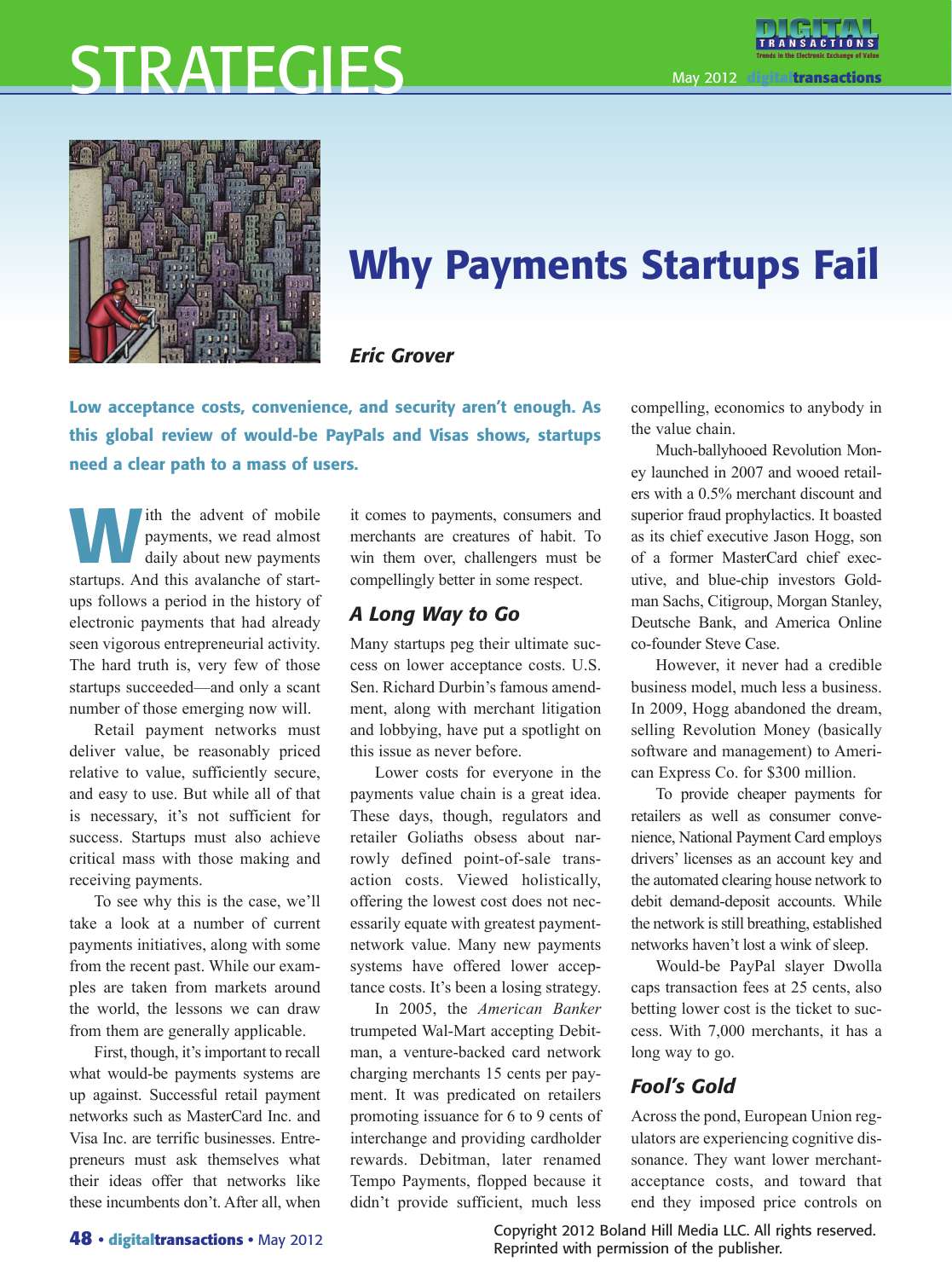# Why Payments Startups Fail

***Eric Grover***

**Low acceptance costs, convenience, and security aren't enough. As this global review of would-be PayPals and Visas shows, startups need a clear path to a mass of users.**

With the advent of mobile payments, we read almost daily about new payments startups. And this avalanche of startups follows a period in the history of electronic payments that had already seen vigorous entrepreneurial activity. The hard truth is, very few of those startups succeeded—and only a scant number of those emerging now will.

Retail payment networks must deliver value, be reasonably priced relative to value, sufficiently secure, and easy to use. But while all of that is necessary, it's not sufficient for success. Startups must also achieve critical mass with those making and receiving payments.

To see why this is the case, we'll take a look at a number of current payments initiatives, along with some from the recent past. While our examples are taken from markets around the world, the lessons we can draw from them are generally applicable.

First, though, it's important to recall what would-be payments systems are up against. Successful retail payment networks such as MasterCard Inc. and Visa Inc. are terrific businesses. Entrepreneurs must ask themselves what their ideas offer that networks like these incumbents don't. After all, when it comes to payments, consumers and merchants are creatures of habit. To win them over, challengers must be compellingly better in some respect.

## A Long Way to Go

Many startups peg their ultimate success on lower acceptance costs. U.S. Sen. Richard Durbin's famous amendment, along with merchant litigation and lobbying, have put a spotlight on this issue as never before.

Lower costs for everyone in the payments value chain is a great idea. These days, though, regulators and retailer Goliaths obsess about narrowly defined point-of-sale transaction costs. Viewed holistically, offering the lowest cost does not necessarily equate with greatest payment-network value. Many new payments systems have offered lower acceptance costs. It's been a losing strategy.

In 2005, the *American Banker* trumpeted Wal-Mart accepting Debitman, a venture-backed card network charging merchants 15 cents per payment. It was predicated on retailers promoting issuance for 6 to 9 cents of interchange and providing cardholder rewards. Debitman, later renamed Tempo Payments, flopped because it didn't provide sufficient, much less compelling, economics to anybody in the value chain.

Much-ballyhooed Revolution Money launched in 2007 and wooed retailers with a 0.5% merchant discount and superior fraud prophylactics. It boasted as its chief executive Jason Hogg, son of a former MasterCard chief executive, and blue-chip investors Goldman Sachs, Citigroup, Morgan Stanley, Deutsche Bank, and America Online co-founder Steve Case.

However, it never had a credible business model, much less a business. In 2009, Hogg abandoned the dream, selling Revolution Money (basically software and management) to American Express Co. for $300 million.

To provide cheaper payments for retailers as well as consumer convenience, National Payment Card employs drivers' licenses as an account key and the automated clearing house network to debit demand-deposit accounts. While the network is still breathing, established networks haven't lost a wink of sleep.

Would-be PayPal slayer Dwolla caps transaction fees at 25 cents, also betting lower cost is the ticket to success. With 7,000 merchants, it has a long way to go.

## Fool's Gold

Across the pond, European Union regulators are experiencing cognitive dissonance. They want lower merchant-acceptance costs, and toward that end they imposed price controls on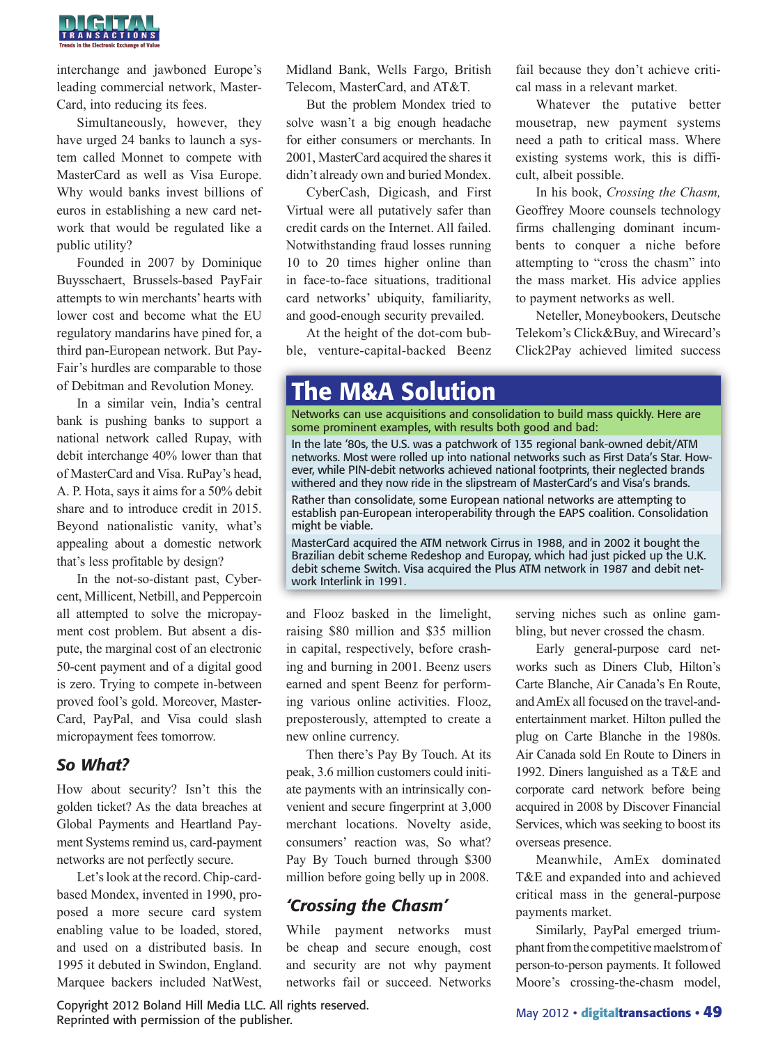interchange and jawboned Europe's leading commercial network, MasterCard, into reducing its fees.

Simultaneously, however, they have urged 24 banks to launch a system called Monnet to compete with MasterCard as well as Visa Europe. Why would banks invest billions of euros in establishing a new card network that would be regulated like a public utility?

Founded in 2007 by Dominique Buysschaert, Brussels-based PayFair attempts to win merchants' hearts with lower cost and become what the EU regulatory mandarins have pined for, a third pan-European network. But PayFair's hurdles are comparable to those of Debitman and Revolution Money.

In a similar vein, India's central bank is pushing banks to support a national network called Rupay, with debit interchange 40% lower than that of MasterCard and Visa. RuPay's head, A. P. Hota, says it aims for a 50% debit share and to introduce credit in 2015. Beyond nationalistic vanity, what's appealing about a domestic network that's less profitable by design?

In the not-so-distant past, Cybercent, Millicent, Netbill, and Peppercoin all attempted to solve the micropayment cost problem. But absent a dispute, the marginal cost of an electronic 50-cent payment and of a digital good is zero. Trying to compete in-between proved fool's gold. Moreover, MasterCard, PayPal, and Visa could slash micropayment fees tomorrow.

### *So What?*

How about security? Isn't this the golden ticket? As the data breaches at Global Payments and Heartland Payment Systems remind us, card-payment networks are not perfectly secure.

Let's look at the record. Chip-card-based Mondex, invented in 1990, proposed a more secure card system enabling value to be loaded, stored, and used on a distributed basis. In 1995 it debuted in Swindon, England. Marquee backers included NatWest, Midland Bank, Wells Fargo, British Telecom, MasterCard, and AT&T.

But the problem Mondex tried to solve wasn't a big enough headache for either consumers or merchants. In 2001, MasterCard acquired the shares it didn't already own and buried Mondex.

CyberCash, Digicash, and First Virtual were all putatively safer than credit cards on the Internet. All failed. Notwithstanding fraud losses running 10 to 20 times higher online than in face-to-face situations, traditional card networks' ubiquity, familiarity, and good-enough security prevailed.

At the height of the dot-com bubble, venture-capital-backed Beenz and Flooz basked in the limelight, raising $80 million and $35 million in capital, respectively, before crashing and burning in 2001. Beenz users earned and spent Beenz for performing various online activities. Flooz, preposterously, attempted to create a new online currency.

Then there's Pay By Touch. At its peak, 3.6 million customers could initiate payments with an intrinsically convenient and secure fingerprint at 3,000 merchant locations. Novelty aside, consumers' reaction was, So what? Pay By Touch burned through $300 million before going belly up in 2008.

### *'Crossing the Chasm'*

While payment networks must be cheap and secure enough, cost and security are not why payment networks fail or succeed. Networks fail because they don't achieve critical mass in a relevant market.

Whatever the putative better mousetrap, new payment systems need a path to critical mass. Where existing systems work, this is difficult, albeit possible.

In his book, *Crossing the Chasm,* Geoffrey Moore counsels technology firms challenging dominant incumbents to conquer a niche before attempting to "cross the chasm" into the mass market. His advice applies to payment networks as well.

Neteller, Moneybookers, Deutsche Telekom's Click&Buy, and Wirecard's Click2Pay achieved limited success serving niches such as online gambling, but never crossed the chasm.

Early general-purpose card networks such as Diners Club, Hilton's Carte Blanche, Air Canada's En Route, and AmEx all focused on the travel-and-entertainment market. Hilton pulled the plug on Carte Blanche in the 1980s. Air Canada sold En Route to Diners in 1992. Diners languished as a T&E and corporate card network before being acquired in 2008 by Discover Financial Services, which was seeking to boost its overseas presence.

Meanwhile, AmEx dominated T&E and expanded into and achieved critical mass in the general-purpose payments market.

Similarly, PayPal emerged triumphant from the competitive maelstrom of person-to-person payments. It followed Moore's crossing-the-chasm model,

---

## The M&A Solution

Networks can use acquisitions and consolidation to build mass quickly. Here are some prominent examples, with results both good and bad:

In the late '80s, the U.S. was a patchwork of 135 regional bank-owned debit/ATM networks. Most were rolled up into national networks such as First Data's Star. However, while PIN-debit networks achieved national footprints, their neglected brands withered and they now ride in the slipstream of MasterCard's and Visa's brands.

Rather than consolidate, some European national networks are attempting to establish pan-European interoperability through the EAPS coalition. Consolidation might be viable.

MasterCard acquired the ATM network Cirrus in 1988, and in 2002 it bought the Brazilian debit scheme Redeshop and Europay, which had just picked up the U.K. debit scheme Switch. Visa acquired the Plus ATM network in 1987 and debit network Interlink in 1991.

---

Copyright 2012 Boland Hill Media LLC. All rights reserved.
Reprinted with permission of the publisher.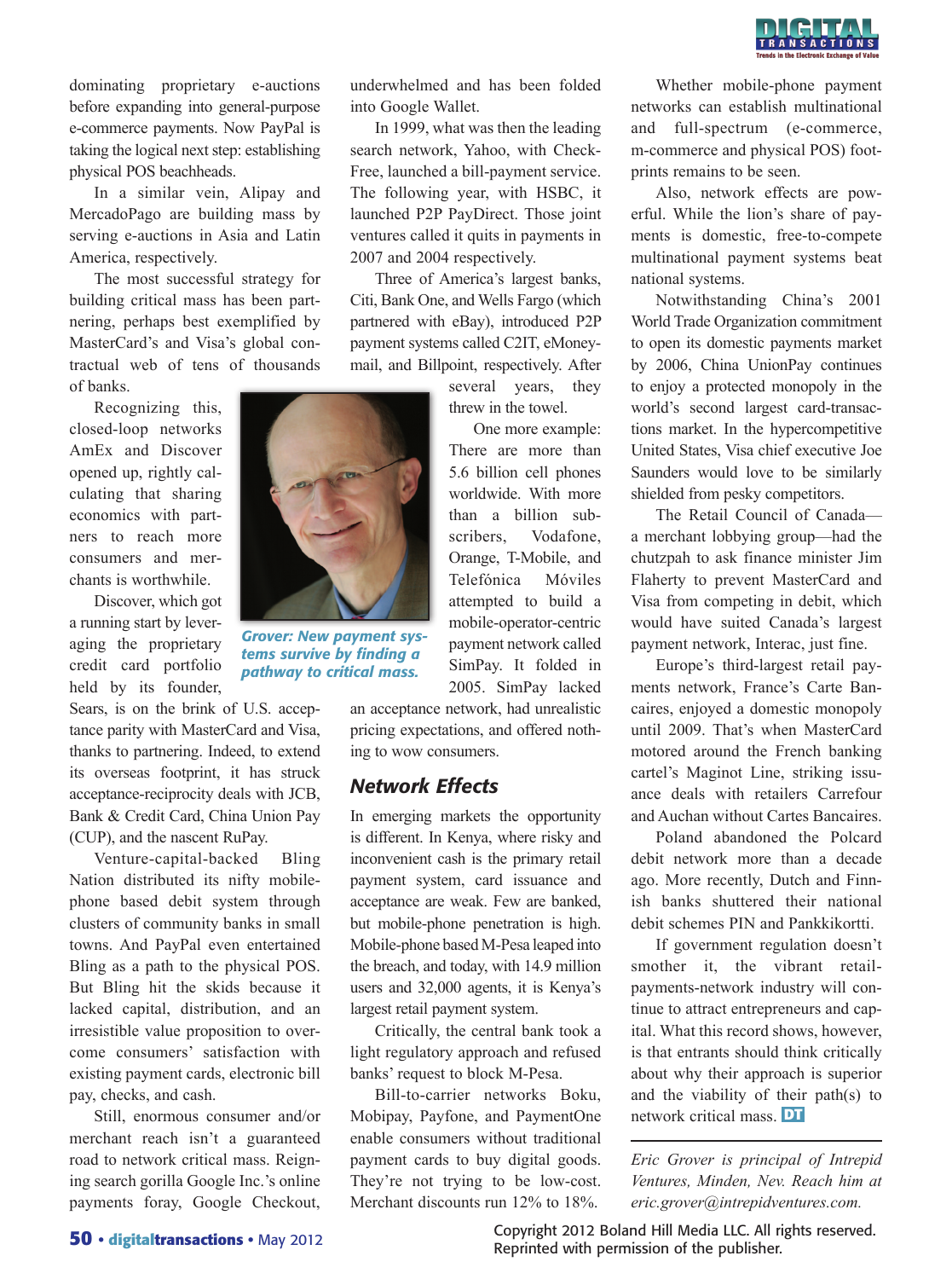dominating proprietary e-auctions before expanding into general-purpose e-commerce payments. Now PayPal is taking the logical next step: establishing physical POS beachheads.

In a similar vein, Alipay and MercadoPago are building mass by serving e-auctions in Asia and Latin America, respectively.

The most successful strategy for building critical mass has been partnering, perhaps best exemplified by MasterCard's and Visa's global contractual web of tens of thousands of banks.

Recognizing this, closed-loop networks AmEx and Discover opened up, rightly calculating that sharing economics with partners to reach more consumers and merchants is worthwhile.

Discover, which got a running start by leveraging the proprietary credit card portfolio held by its founder, Sears, is on the brink of U.S. acceptance parity with MasterCard and Visa, thanks to partnering. Indeed, to extend its overseas footprint, it has struck acceptance-reciprocity deals with JCB, Bank & Credit Card, China Union Pay (CUP), and the nascent RuPay.

Venture-capital-backed Bling Nation distributed its nifty mobile-phone based debit system through clusters of community banks in small towns. And PayPal even entertained Bling as a path to the physical POS. But Bling hit the skids because it lacked capital, distribution, and an irresistible value proposition to overcome consumers' satisfaction with existing payment cards, electronic bill pay, checks, and cash.

Still, enormous consumer and/or merchant reach isn't a guaranteed road to network critical mass. Reigning search gorilla Google Inc.'s online payments foray, Google Checkout, underwhelmed and has been folded into Google Wallet.

In 1999, what was then the leading search network, Yahoo, with CheckFree, launched a bill-payment service. The following year, with HSBC, it launched P2P PayDirect. Those joint ventures called it quits in payments in 2007 and 2004 respectively.

Three of America's largest banks, Citi, Bank One, and Wells Fargo (which partnered with eBay), introduced P2P payment systems called C2IT, eMoneymail, and Billpoint, respectively. After several years, they threw in the towel.

*Grover: New payment systems survive by finding a pathway to critical mass.*

One more example: There are more than 5.6 billion cell phones worldwide. With more than a billion subscribers, Vodafone, Orange, T-Mobile, and Telefónica Móviles attempted to build a mobile-operator-centric payment network called SimPay. It folded in 2005. SimPay lacked an acceptance network, had unrealistic pricing expectations, and offered nothing to wow consumers.

## Network Effects

In emerging markets the opportunity is different. In Kenya, where risky and inconvenient cash is the primary retail payment system, card issuance and acceptance are weak. Few are banked, but mobile-phone penetration is high. Mobile-phone based M-Pesa leaped into the breach, and today, with 14.9 million users and 32,000 agents, it is Kenya's largest retail payment system.

Critically, the central bank took a light regulatory approach and refused banks' request to block M-Pesa.

Bill-to-carrier networks Boku, Mobipay, Payfone, and PaymentOne enable consumers without traditional payment cards to buy digital goods. They're not trying to be low-cost. Merchant discounts run 12% to 18%.

Whether mobile-phone payment networks can establish multinational and full-spectrum (e-commerce, m-commerce and physical POS) footprints remains to be seen.

Also, network effects are powerful. While the lion's share of payments is domestic, free-to-compete multinational payment systems beat national systems.

Notwithstanding China's 2001 World Trade Organization commitment to open its domestic payments market by 2006, China UnionPay continues to enjoy a protected monopoly in the world's second largest card-transactions market. In the hypercompetitive United States, Visa chief executive Joe Saunders would love to be similarly shielded from pesky competitors.

The Retail Council of Canada—a merchant lobbying group—had the chutzpah to ask finance minister Jim Flaherty to prevent MasterCard and Visa from competing in debit, which would have suited Canada's largest payment network, Interac, just fine.

Europe's third-largest retail payments network, France's Carte Bancaires, enjoyed a domestic monopoly until 2009. That's when MasterCard motored around the French banking cartel's Maginot Line, striking issuance deals with retailers Carrefour and Auchan without Cartes Bancaires.

Poland abandoned the Polcard debit network more than a decade ago. More recently, Dutch and Finnish banks shuttered their national debit schemes PIN and Pankkikortti.

If government regulation doesn't smother it, the vibrant retail-payments-network industry will continue to attract entrepreneurs and capital. What this record shows, however, is that entrants should think critically about why their approach is superior and the viability of their path(s) to network critical mass. DT

---

*Eric Grover is principal of Intrepid Ventures, Minden, Nev. Reach him at eric.grover@intrepidventures.com.*

Copyright 2012 Boland Hill Media LLC. All rights reserved. Reprinted with permission of the publisher.